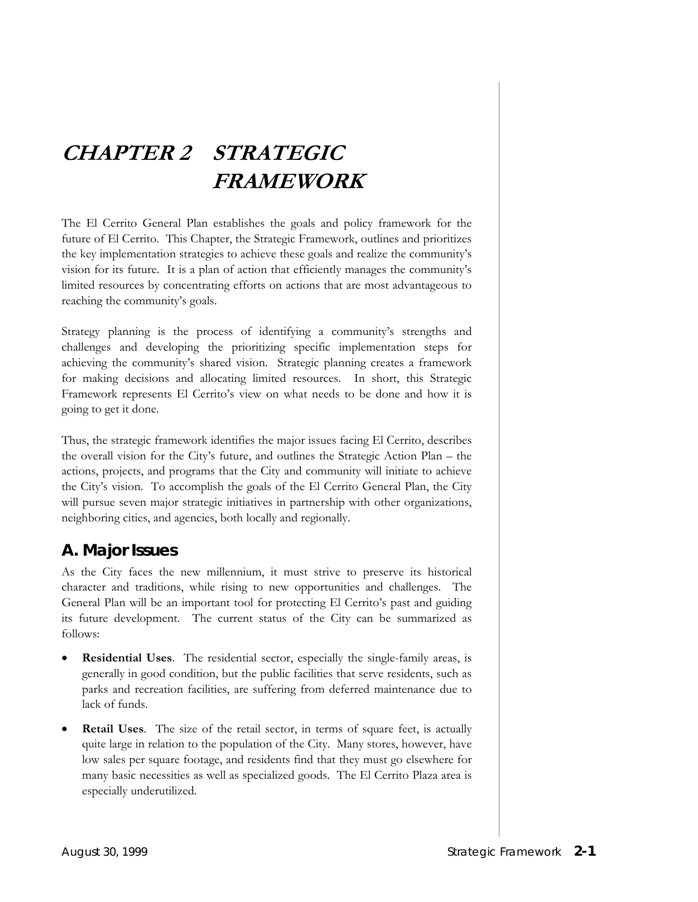# CHAPTER 2 STRATEGIC FRAMEWORK

The El Cerrito General Plan establishes the goals and policy framework for the future of El Cerrito. This Chapter, the Strategic Framework, outlines and prioritizes the key implementation strategies to achieve these goals and realize the community's vision for its future. It is a plan of action that efficiently manages the community's limited resources by concentrating efforts on actions that are most advantageous to reaching the community's goals.

Strategy planning is the process of identifying a community's strengths and challenges and developing the prioritizing specific implementation steps for achieving the community's shared vision. Strategic planning creates a framework for making decisions and allocating limited resources. In short, this Strategic Framework represents El Cerrito's view on what needs to be done and how it is going to get it done.

Thus, the strategic framework identifies the major issues facing El Cerrito, describes the overall vision for the City's future, and outlines the Strategic Action Plan – the actions, projects, and programs that the City and community will initiate to achieve the City's vision. To accomplish the goals of the El Cerrito General Plan, the City will pursue seven major strategic initiatives in partnership with other organizations, neighboring cities, and agencies, both locally and regionally.

## A. Major Issues

As the City faces the new millennium, it must strive to preserve its historical character and traditions, while rising to new opportunities and challenges. The General Plan will be an important tool for protecting El Cerrito's past and guiding its future development. The current status of the City can be summarized as follows:

- **Residential Uses**. The residential sector, especially the single-family areas, is generally in good condition, but the public facilities that serve residents, such as parks and recreation facilities, are suffering from deferred maintenance due to lack of funds.
- **Retail Uses**. The size of the retail sector, in terms of square feet, is actually quite large in relation to the population of the City. Many stores, however, have low sales per square footage, and residents find that they must go elsewhere for many basic necessities as well as specialized goods. The El Cerrito Plaza area is especially underutilized.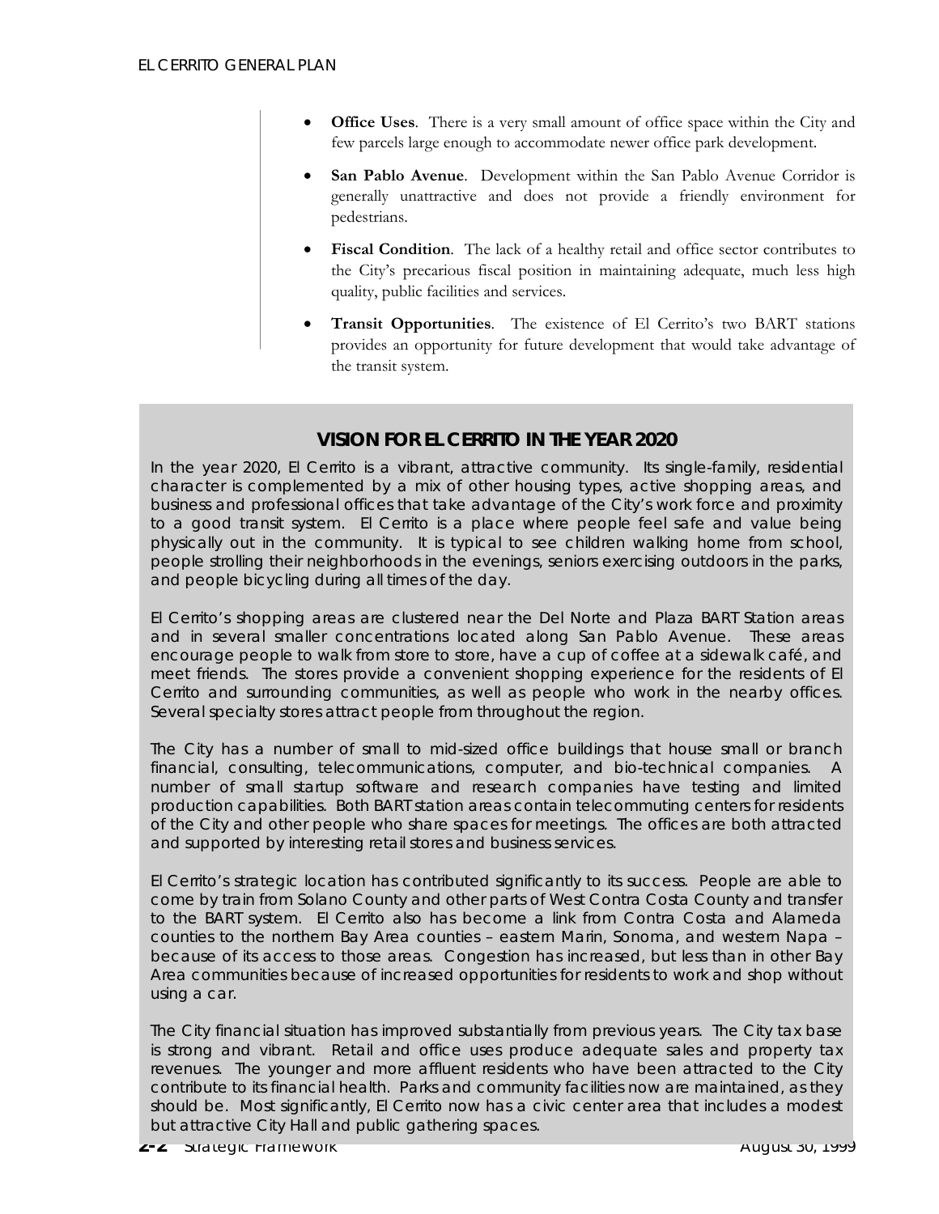- **Office Uses**. There is a very small amount of office space within the City and few parcels large enough to accommodate newer office park development.
- **San Pablo Avenue**. Development within the San Pablo Avenue Corridor is generally unattractive and does not provide a friendly environment for pedestrians.
- **Fiscal Condition**. The lack of a healthy retail and office sector contributes to the City's precarious fiscal position in maintaining adequate, much less high quality, public facilities and services.
- **Transit Opportunities**. The existence of El Cerrito's two BART stations provides an opportunity for future development that would take advantage of the transit system.

## VISION FOR EL CERRITO IN THE YEAR 2020

In the year 2020, El Cerrito is a vibrant, attractive community. Its single-family, residential character is complemented by a mix of other housing types, active shopping areas, and business and professional offices that take advantage of the City's work force and proximity to a good transit system. El Cerrito is a place where people feel safe and value being physically out in the community. It is typical to see children walking home from school, people strolling their neighborhoods in the evenings, seniors exercising outdoors in the parks, and people bicycling during all times of the day.

El Cerrito's shopping areas are clustered near the Del Norte and Plaza BART Station areas and in several smaller concentrations located along San Pablo Avenue. These areas encourage people to walk from store to store, have a cup of coffee at a sidewalk café, and meet friends. The stores provide a convenient shopping experience for the residents of El Cerrito and surrounding communities, as well as people who work in the nearby offices. Several specialty stores attract people from throughout the region.

The City has a number of small to mid-sized office buildings that house small or branch financial, consulting, telecommunications, computer, and bio-technical companies. A number of small startup software and research companies have testing and limited production capabilities. Both BART station areas contain telecommuting centers for residents of the City and other people who share spaces for meetings. The offices are both attracted and supported by interesting retail stores and business services.

El Cerrito's strategic location has contributed significantly to its success. People are able to come by train from Solano County and other parts of West Contra Costa County and transfer to the BART system. El Cerrito also has become a link from Contra Costa and Alameda counties to the northern Bay Area counties – eastern Marin, Sonoma, and western Napa – because of its access to those areas. Congestion has increased, but less than in other Bay Area communities because of increased opportunities for residents to work and shop without using a car.

The City financial situation has improved substantially from previous years. The City tax base is strong and vibrant. Retail and office uses produce adequate sales and property tax revenues. The younger and more affluent residents who have been attracted to the City contribute to its financial health. Parks and community facilities now are maintained, as they should be. Most significantly, El Cerrito now has a civic center area that includes a modest but attractive City Hall and public gathering spaces.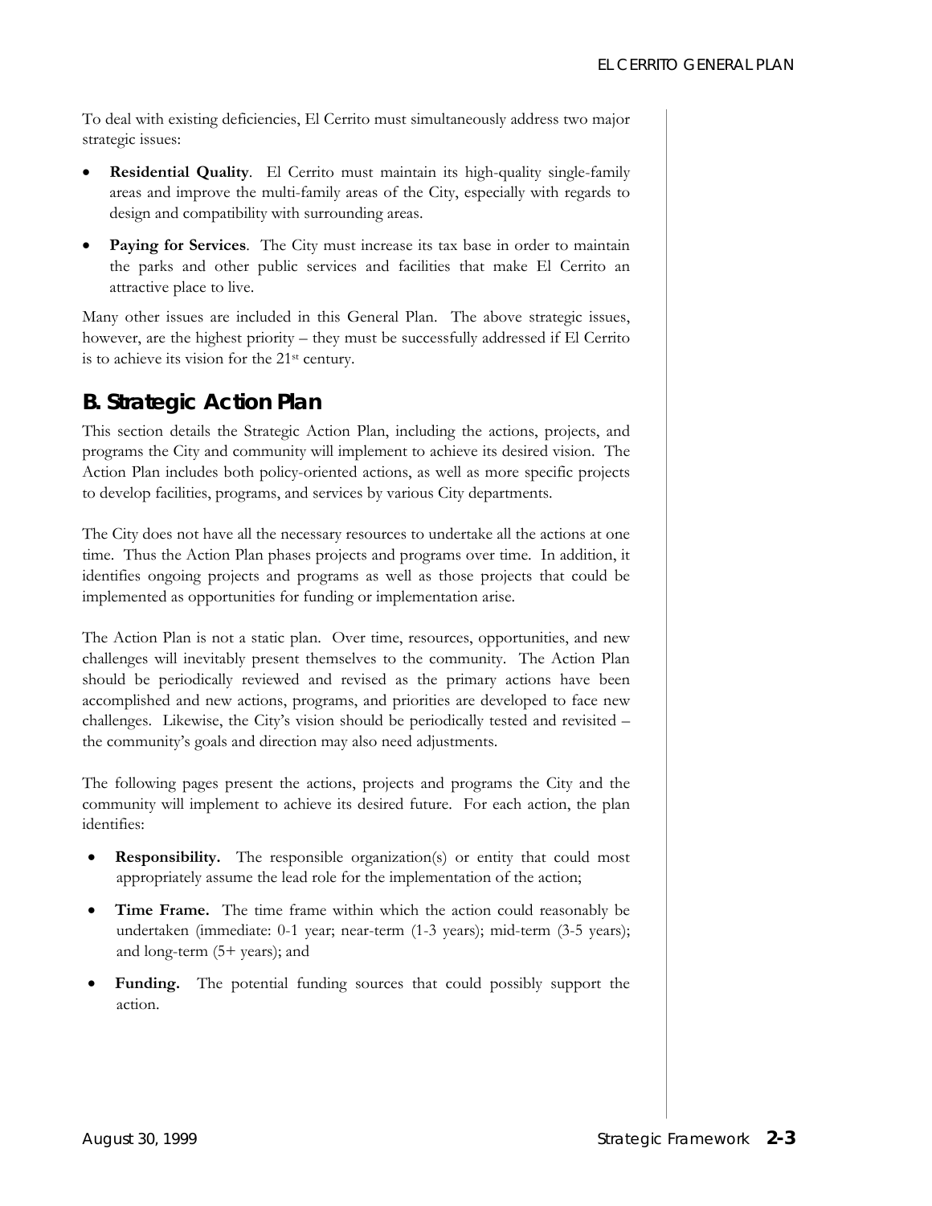To deal with existing deficiencies, El Cerrito must simultaneously address two major strategic issues:

- **Residential Quality**. El Cerrito must maintain its high-quality single-family areas and improve the multi-family areas of the City, especially with regards to design and compatibility with surrounding areas.
- **Paying for Services**. The City must increase its tax base in order to maintain the parks and other public services and facilities that make El Cerrito an attractive place to live.

Many other issues are included in this General Plan. The above strategic issues, however, are the highest priority – they must be successfully addressed if El Cerrito is to achieve its vision for the 21st century.

## B. Strategic Action Plan

This section details the Strategic Action Plan, including the actions, projects, and programs the City and community will implement to achieve its desired vision. The Action Plan includes both policy-oriented actions, as well as more specific projects to develop facilities, programs, and services by various City departments.

The City does not have all the necessary resources to undertake all the actions at one time. Thus the Action Plan phases projects and programs over time. In addition, it identifies ongoing projects and programs as well as those projects that could be implemented as opportunities for funding or implementation arise.

The Action Plan is not a static plan. Over time, resources, opportunities, and new challenges will inevitably present themselves to the community. The Action Plan should be periodically reviewed and revised as the primary actions have been accomplished and new actions, programs, and priorities are developed to face new challenges. Likewise, the City's vision should be periodically tested and revisited – the community's goals and direction may also need adjustments.

The following pages present the actions, projects and programs the City and the community will implement to achieve its desired future. For each action, the plan identifies:

- **Responsibility.** The responsible organization(s) or entity that could most appropriately assume the lead role for the implementation of the action;
- **Time Frame.** The time frame within which the action could reasonably be undertaken (immediate: 0-1 year; near-term (1-3 years); mid-term (3-5 years); and long-term (5+ years); and
- **Funding.** The potential funding sources that could possibly support the action.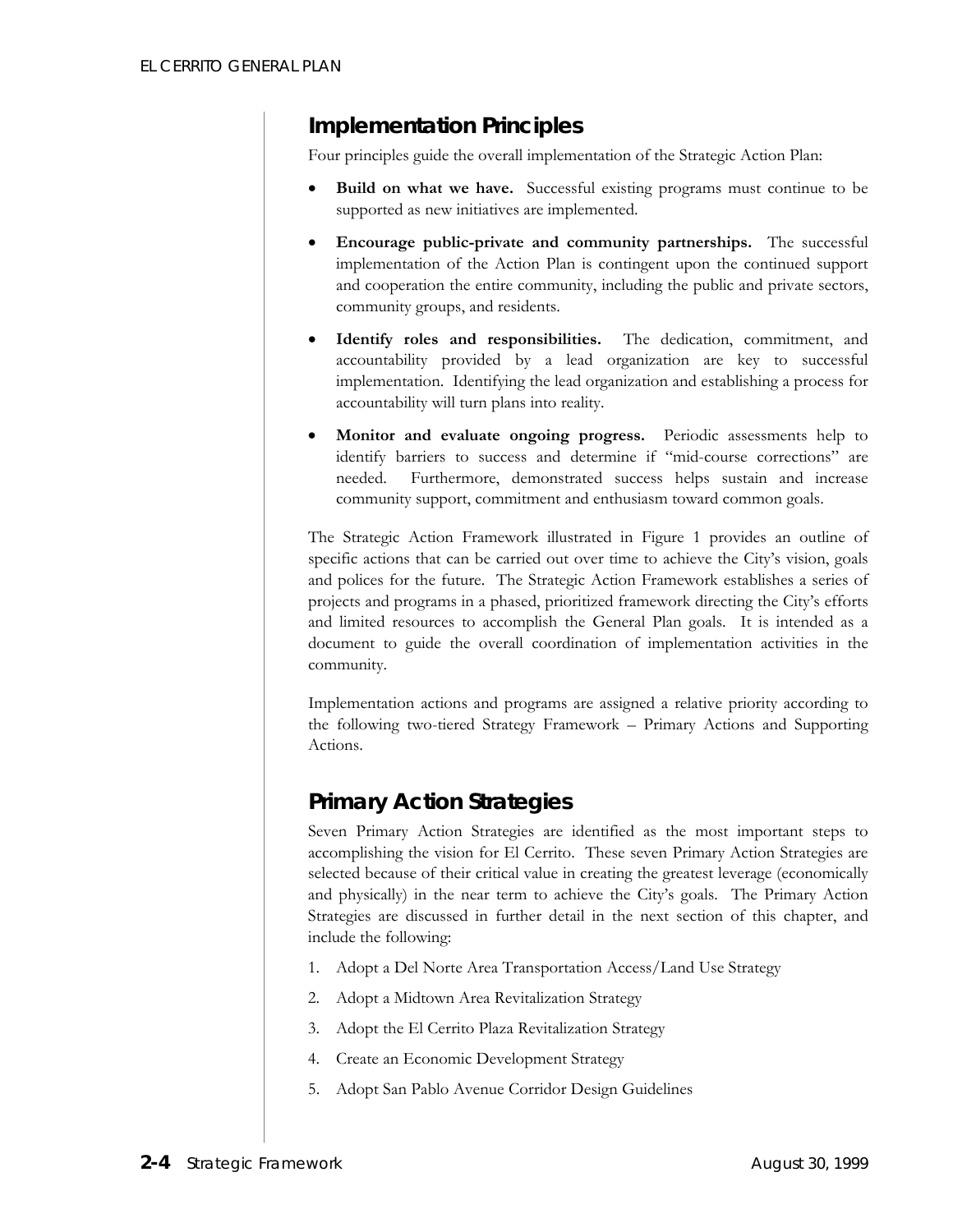## Implementation Principles

Four principles guide the overall implementation of the Strategic Action Plan:

- **Build on what we have.** Successful existing programs must continue to be supported as new initiatives are implemented.
- **Encourage public-private and community partnerships.** The successful implementation of the Action Plan is contingent upon the continued support and cooperation the entire community, including the public and private sectors, community groups, and residents.
- **Identify roles and responsibilities.** The dedication, commitment, and accountability provided by a lead organization are key to successful implementation. Identifying the lead organization and establishing a process for accountability will turn plans into reality.
- **Monitor and evaluate ongoing progress.** Periodic assessments help to identify barriers to success and determine if "mid-course corrections" are needed. Furthermore, demonstrated success helps sustain and increase community support, commitment and enthusiasm toward common goals.

The Strategic Action Framework illustrated in Figure 1 provides an outline of specific actions that can be carried out over time to achieve the City's vision, goals and polices for the future. The Strategic Action Framework establishes a series of projects and programs in a phased, prioritized framework directing the City's efforts and limited resources to accomplish the General Plan goals. It is intended as a document to guide the overall coordination of implementation activities in the community.

Implementation actions and programs are assigned a relative priority according to the following two-tiered Strategy Framework – Primary Actions and Supporting Actions.

## Primary Action Strategies

Seven Primary Action Strategies are identified as the most important steps to accomplishing the vision for El Cerrito. These seven Primary Action Strategies are selected because of their critical value in creating the greatest leverage (economically and physically) in the near term to achieve the City's goals. The Primary Action Strategies are discussed in further detail in the next section of this chapter, and include the following:

1. Adopt a Del Norte Area Transportation Access/Land Use Strategy
2. Adopt a Midtown Area Revitalization Strategy
3. Adopt the El Cerrito Plaza Revitalization Strategy
4. Create an Economic Development Strategy
5. Adopt San Pablo Avenue Corridor Design Guidelines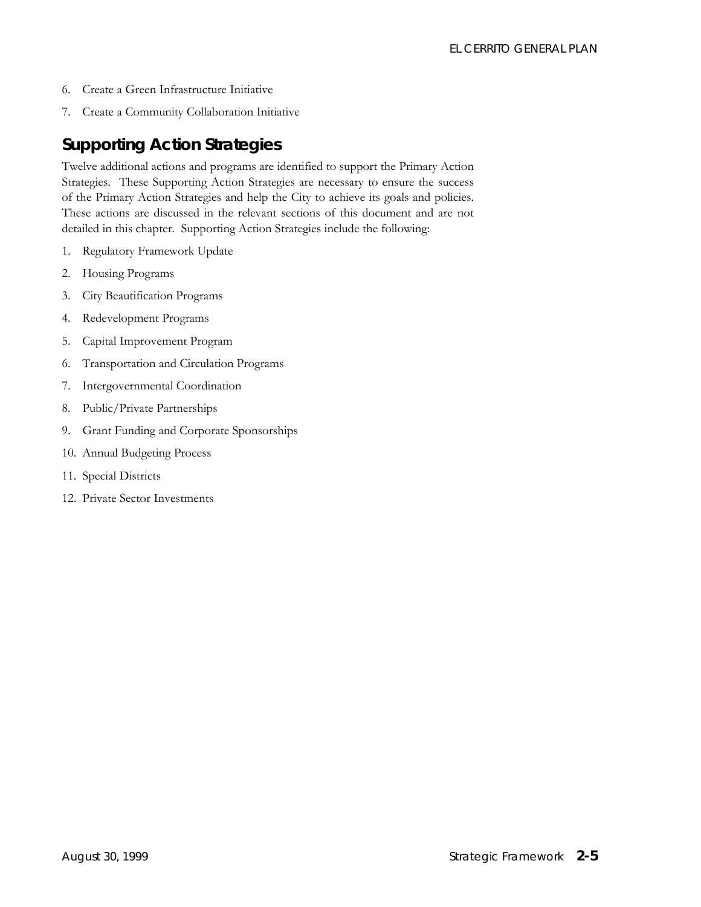6. Create a Green Infrastructure Initiative
7. Create a Community Collaboration Initiative

## Supporting Action Strategies

Twelve additional actions and programs are identified to support the Primary Action Strategies. These Supporting Action Strategies are necessary to ensure the success of the Primary Action Strategies and help the City to achieve its goals and policies. These actions are discussed in the relevant sections of this document and are not detailed in this chapter. Supporting Action Strategies include the following:

1. Regulatory Framework Update
2. Housing Programs
3. City Beautification Programs
4. Redevelopment Programs
5. Capital Improvement Program
6. Transportation and Circulation Programs
7. Intergovernmental Coordination
8. Public/Private Partnerships
9. Grant Funding and Corporate Sponsorships
10. Annual Budgeting Process
11. Special Districts
12. Private Sector Investments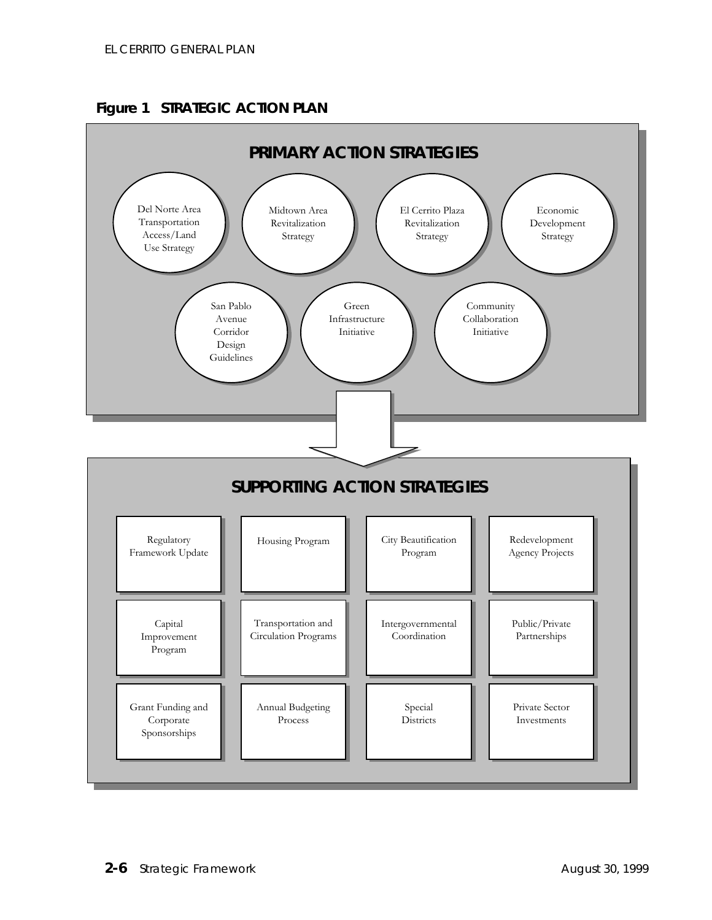**Figure 1 STRATEGIC ACTION PLAN**

## PRIMARY ACTION STRATEGIES

- Del Norte Area Transportation Access/Land Use Strategy
- Midtown Area Revitalization Strategy
- El Cerrito Plaza Revitalization Strategy
- Economic Development Strategy
- San Pablo Avenue Corridor Design Guidelines
- Green Infrastructure Initiative
- Community Collaboration Initiative

## SUPPORTING ACTION STRATEGIES

| | | | |
|---|---|---|---|
| Regulatory Framework Update | Housing Program | City Beautification Program | Redevelopment Agency Projects |
| Capital Improvement Program | Transportation and Circulation Programs | Intergovernmental Coordination | Public/Private Partnerships |
| Grant Funding and Corporate Sponsorships | Annual Budgeting Process | Special Districts | Private Sector Investments |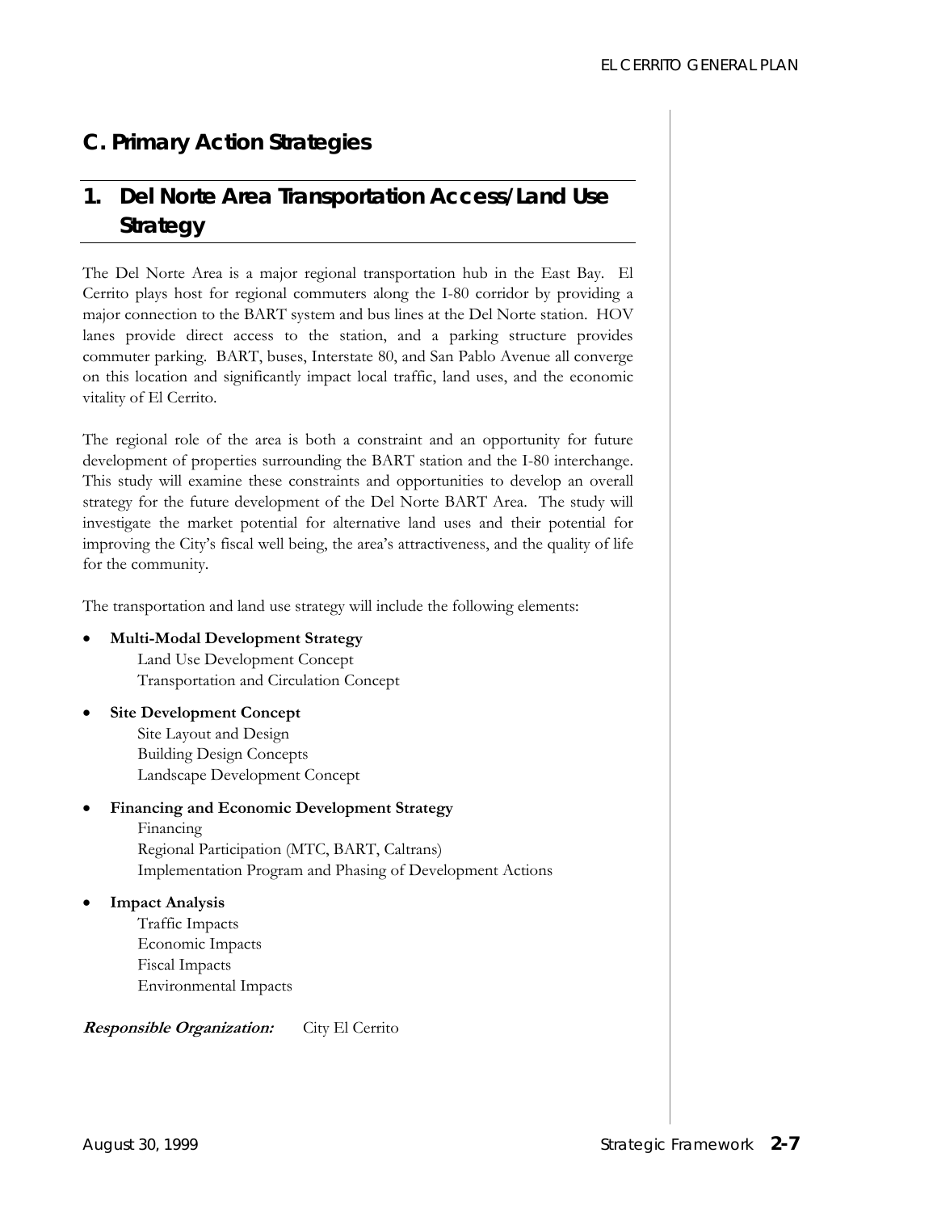## C. Primary Action Strategies

### 1. Del Norte Area Transportation Access/Land Use Strategy

The Del Norte Area is a major regional transportation hub in the East Bay. El Cerrito plays host for regional commuters along the I-80 corridor by providing a major connection to the BART system and bus lines at the Del Norte station. HOV lanes provide direct access to the station, and a parking structure provides commuter parking. BART, buses, Interstate 80, and San Pablo Avenue all converge on this location and significantly impact local traffic, land uses, and the economic vitality of El Cerrito.

The regional role of the area is both a constraint and an opportunity for future development of properties surrounding the BART station and the I-80 interchange. This study will examine these constraints and opportunities to develop an overall strategy for the future development of the Del Norte BART Area. The study will investigate the market potential for alternative land uses and their potential for improving the City's fiscal well being, the area's attractiveness, and the quality of life for the community.

The transportation and land use strategy will include the following elements:

- **Multi-Modal Development Strategy**
  - Land Use Development Concept
  - Transportation and Circulation Concept
- **Site Development Concept**
  - Site Layout and Design
  - Building Design Concepts
  - Landscape Development Concept
- **Financing and Economic Development Strategy**
  - Financing
  - Regional Participation (MTC, BART, Caltrans)
  - Implementation Program and Phasing of Development Actions
- **Impact Analysis**
  - Traffic Impacts
  - Economic Impacts
  - Fiscal Impacts
  - Environmental Impacts

***Responsible Organization:*** City El Cerrito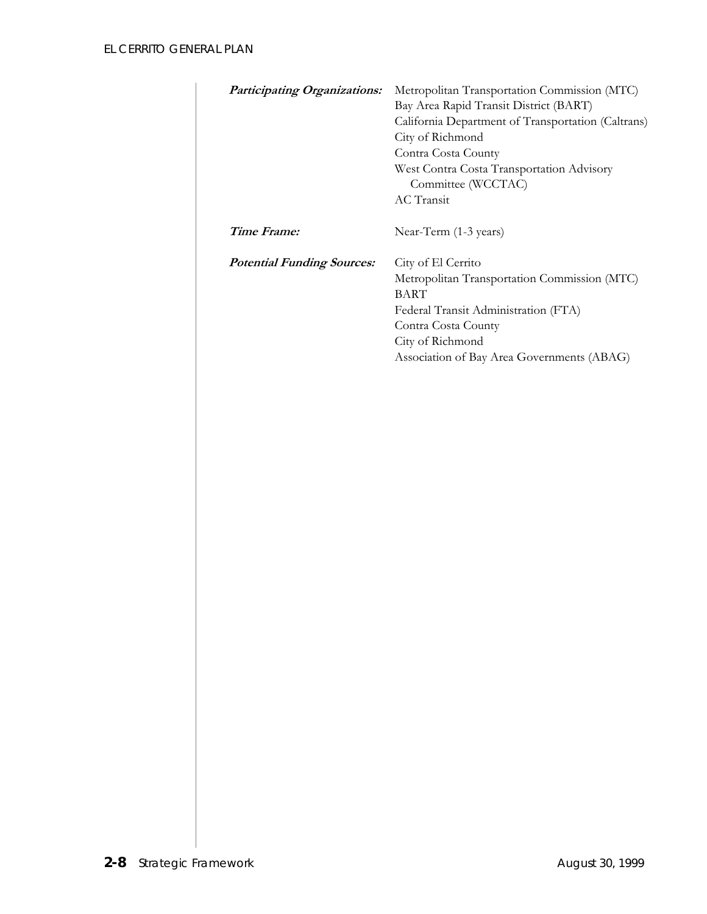***Participating Organizations:*** Metropolitan Transportation Commission (MTC)
Bay Area Rapid Transit District (BART)
California Department of Transportation (Caltrans)
City of Richmond
Contra Costa County
West Contra Costa Transportation Advisory Committee (WCCTAC)
AC Transit

***Time Frame:*** Near-Term (1-3 years)

***Potential Funding Sources:*** City of El Cerrito
Metropolitan Transportation Commission (MTC)
BART
Federal Transit Administration (FTA)
Contra Costa County
City of Richmond
Association of Bay Area Governments (ABAG)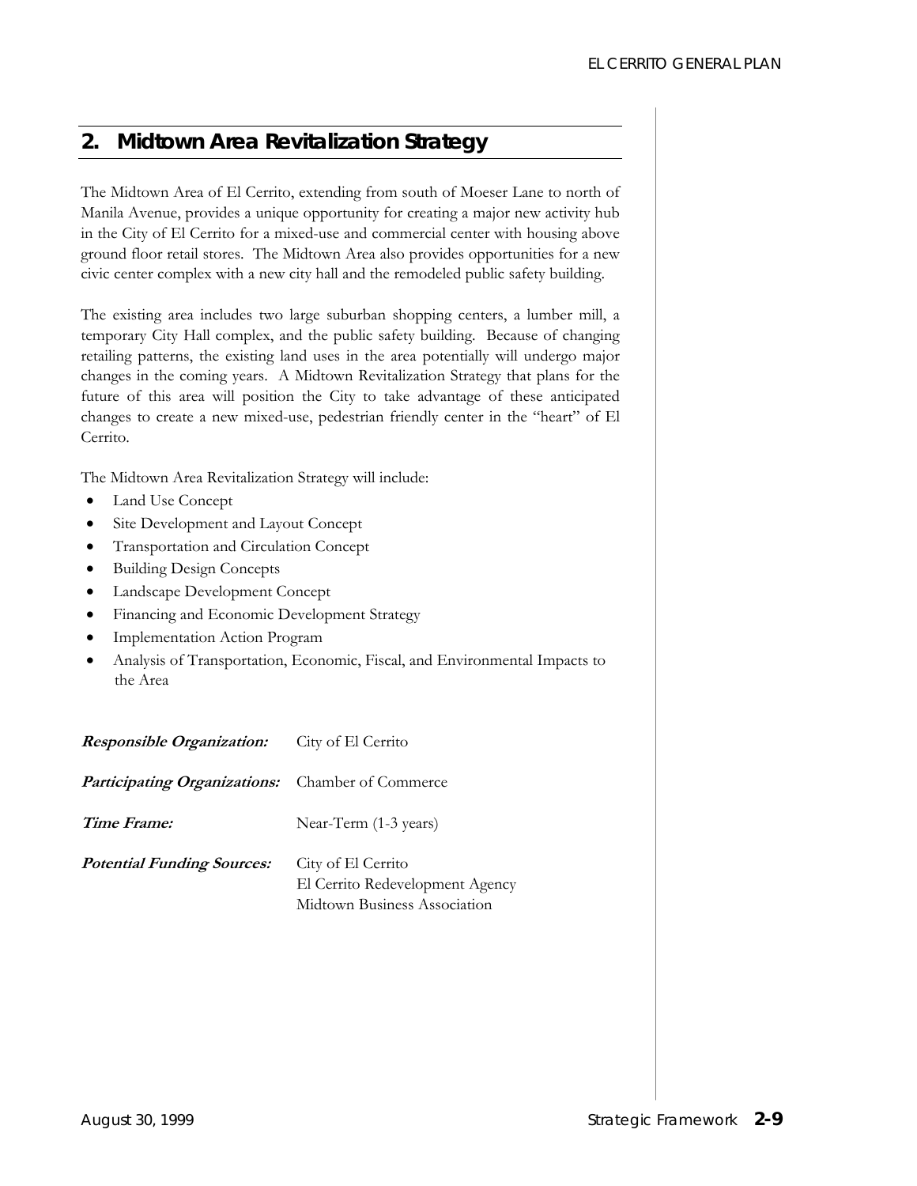## 2. Midtown Area Revitalization Strategy

The Midtown Area of El Cerrito, extending from south of Moeser Lane to north of Manila Avenue, provides a unique opportunity for creating a major new activity hub in the City of El Cerrito for a mixed-use and commercial center with housing above ground floor retail stores. The Midtown Area also provides opportunities for a new civic center complex with a new city hall and the remodeled public safety building.

The existing area includes two large suburban shopping centers, a lumber mill, a temporary City Hall complex, and the public safety building. Because of changing retailing patterns, the existing land uses in the area potentially will undergo major changes in the coming years. A Midtown Revitalization Strategy that plans for the future of this area will position the City to take advantage of these anticipated changes to create a new mixed-use, pedestrian friendly center in the "heart" of El Cerrito.

The Midtown Area Revitalization Strategy will include:

- Land Use Concept
- Site Development and Layout Concept
- Transportation and Circulation Concept
- Building Design Concepts
- Landscape Development Concept
- Financing and Economic Development Strategy
- Implementation Action Program
- Analysis of Transportation, Economic, Fiscal, and Environmental Impacts to the Area

***Responsible Organization:*** City of El Cerrito

***Participating Organizations:*** Chamber of Commerce

***Time Frame:*** Near-Term (1-3 years)

***Potential Funding Sources:*** City of El Cerrito
El Cerrito Redevelopment Agency
Midtown Business Association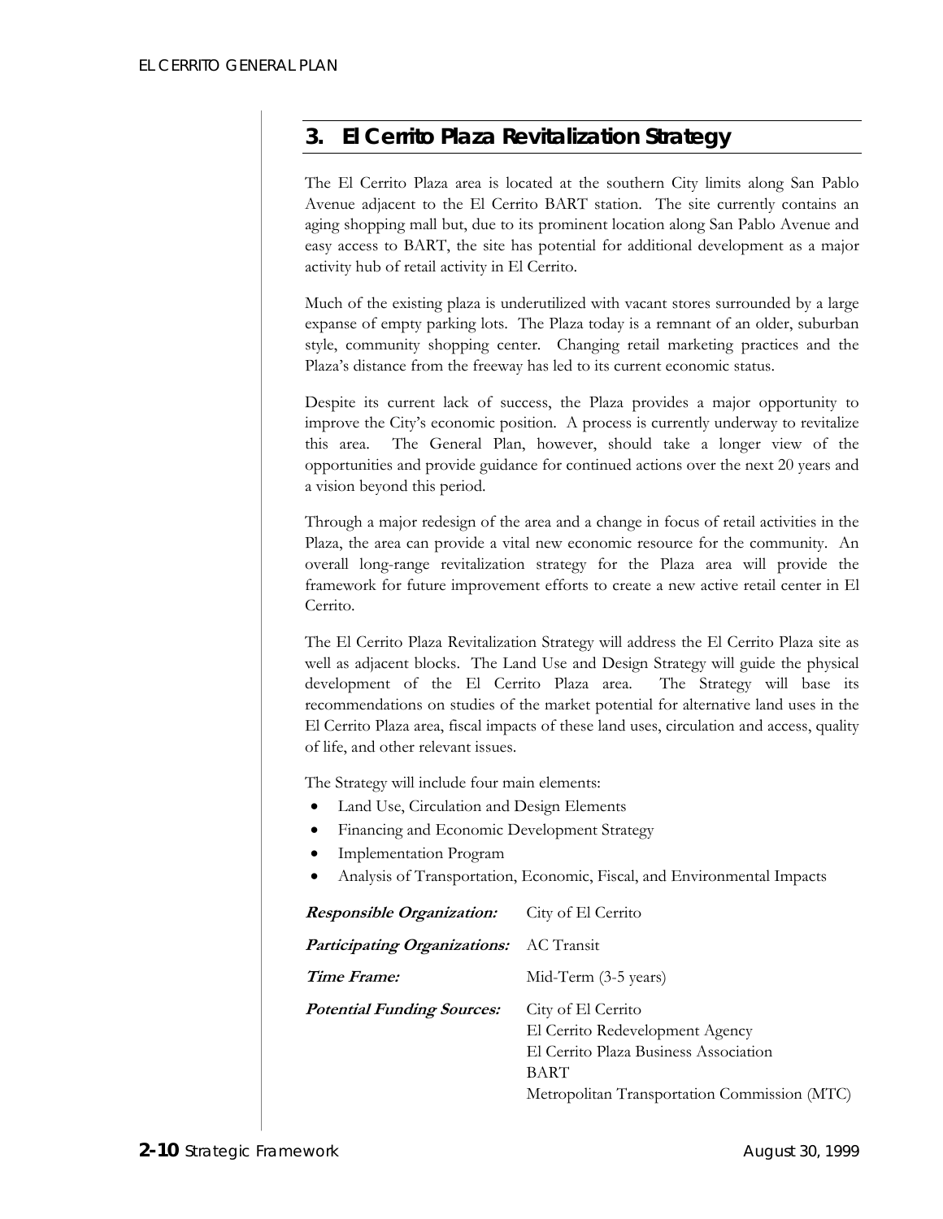## 3. El Cerrito Plaza Revitalization Strategy

The El Cerrito Plaza area is located at the southern City limits along San Pablo Avenue adjacent to the El Cerrito BART station. The site currently contains an aging shopping mall but, due to its prominent location along San Pablo Avenue and easy access to BART, the site has potential for additional development as a major activity hub of retail activity in El Cerrito.

Much of the existing plaza is underutilized with vacant stores surrounded by a large expanse of empty parking lots. The Plaza today is a remnant of an older, suburban style, community shopping center. Changing retail marketing practices and the Plaza's distance from the freeway has led to its current economic status.

Despite its current lack of success, the Plaza provides a major opportunity to improve the City's economic position. A process is currently underway to revitalize this area. The General Plan, however, should take a longer view of the opportunities and provide guidance for continued actions over the next 20 years and a vision beyond this period.

Through a major redesign of the area and a change in focus of retail activities in the Plaza, the area can provide a vital new economic resource for the community. An overall long-range revitalization strategy for the Plaza area will provide the framework for future improvement efforts to create a new active retail center in El Cerrito.

The El Cerrito Plaza Revitalization Strategy will address the El Cerrito Plaza site as well as adjacent blocks. The Land Use and Design Strategy will guide the physical development of the El Cerrito Plaza area. The Strategy will base its recommendations on studies of the market potential for alternative land uses in the El Cerrito Plaza area, fiscal impacts of these land uses, circulation and access, quality of life, and other relevant issues.

The Strategy will include four main elements:

- Land Use, Circulation and Design Elements
- Financing and Economic Development Strategy
- Implementation Program
- Analysis of Transportation, Economic, Fiscal, and Environmental Impacts

***Responsible Organization:*** City of El Cerrito

***Participating Organizations:*** AC Transit

***Time Frame:*** Mid-Term (3-5 years)

***Potential Funding Sources:*** City of El Cerrito
El Cerrito Redevelopment Agency
El Cerrito Plaza Business Association
BART
Metropolitan Transportation Commission (MTC)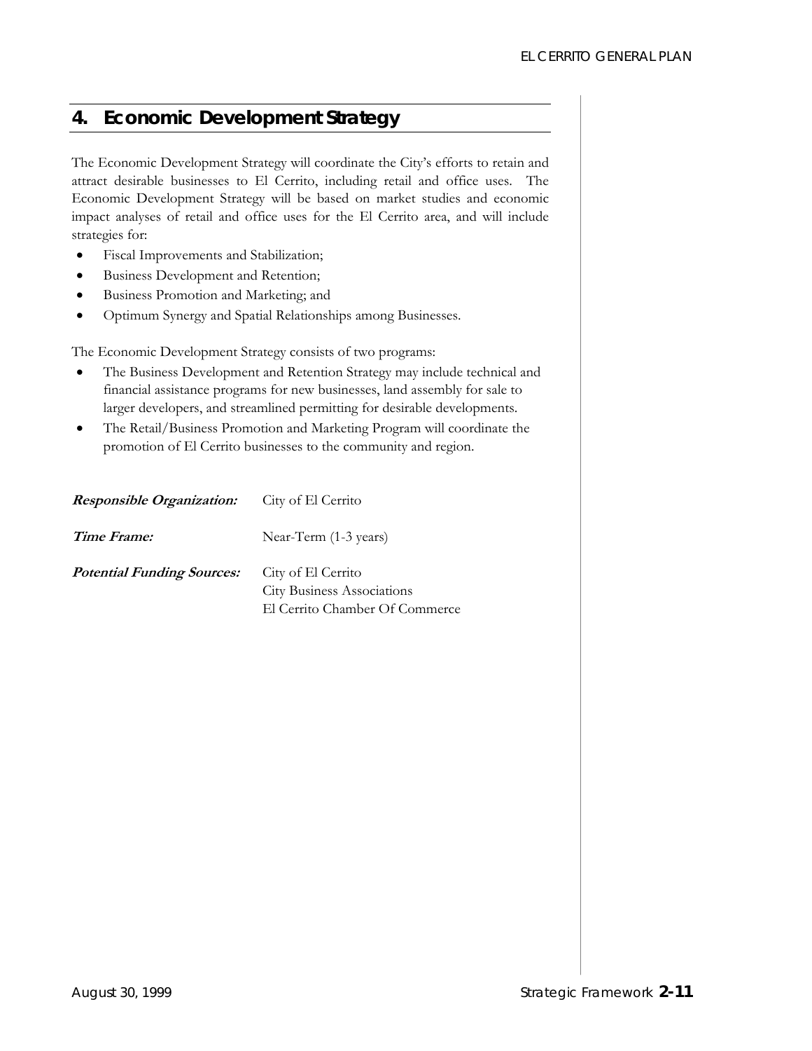## 4. Economic Development Strategy

The Economic Development Strategy will coordinate the City's efforts to retain and attract desirable businesses to El Cerrito, including retail and office uses. The Economic Development Strategy will be based on market studies and economic impact analyses of retail and office uses for the El Cerrito area, and will include strategies for:

- Fiscal Improvements and Stabilization;
- Business Development and Retention;
- Business Promotion and Marketing; and
- Optimum Synergy and Spatial Relationships among Businesses.

The Economic Development Strategy consists of two programs:

- The Business Development and Retention Strategy may include technical and financial assistance programs for new businesses, land assembly for sale to larger developers, and streamlined permitting for desirable developments.
- The Retail/Business Promotion and Marketing Program will coordinate the promotion of El Cerrito businesses to the community and region.

| | |
|---|---|
| ***Responsible Organization:*** | City of El Cerrito |
| ***Time Frame:*** | Near-Term (1-3 years) |
| ***Potential Funding Sources:*** | City of El Cerrito<br>City Business Associations<br>El Cerrito Chamber Of Commerce |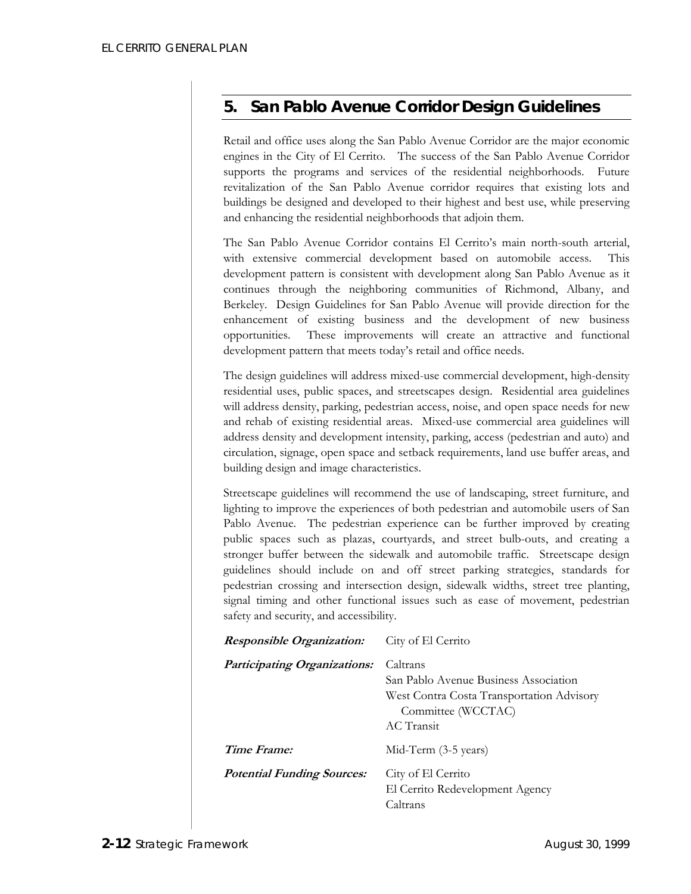## 5. San Pablo Avenue Corridor Design Guidelines

Retail and office uses along the San Pablo Avenue Corridor are the major economic engines in the City of El Cerrito. The success of the San Pablo Avenue Corridor supports the programs and services of the residential neighborhoods. Future revitalization of the San Pablo Avenue corridor requires that existing lots and buildings be designed and developed to their highest and best use, while preserving and enhancing the residential neighborhoods that adjoin them.

The San Pablo Avenue Corridor contains El Cerrito's main north-south arterial, with extensive commercial development based on automobile access. This development pattern is consistent with development along San Pablo Avenue as it continues through the neighboring communities of Richmond, Albany, and Berkeley. Design Guidelines for San Pablo Avenue will provide direction for the enhancement of existing business and the development of new business opportunities. These improvements will create an attractive and functional development pattern that meets today's retail and office needs.

The design guidelines will address mixed-use commercial development, high-density residential uses, public spaces, and streetscapes design. Residential area guidelines will address density, parking, pedestrian access, noise, and open space needs for new and rehab of existing residential areas. Mixed-use commercial area guidelines will address density and development intensity, parking, access (pedestrian and auto) and circulation, signage, open space and setback requirements, land use buffer areas, and building design and image characteristics.

Streetscape guidelines will recommend the use of landscaping, street furniture, and lighting to improve the experiences of both pedestrian and automobile users of San Pablo Avenue. The pedestrian experience can be further improved by creating public spaces such as plazas, courtyards, and street bulb-outs, and creating a stronger buffer between the sidewalk and automobile traffic. Streetscape design guidelines should include on and off street parking strategies, standards for pedestrian crossing and intersection design, sidewalk widths, street tree planting, signal timing and other functional issues such as ease of movement, pedestrian safety and security, and accessibility.

***Responsible Organization:*** City of El Cerrito

***Participating Organizations:*** Caltrans
San Pablo Avenue Business Association
West Contra Costa Transportation Advisory Committee (WCCTAC)
AC Transit

***Time Frame:*** Mid-Term (3-5 years)

***Potential Funding Sources:*** City of El Cerrito
El Cerrito Redevelopment Agency
Caltrans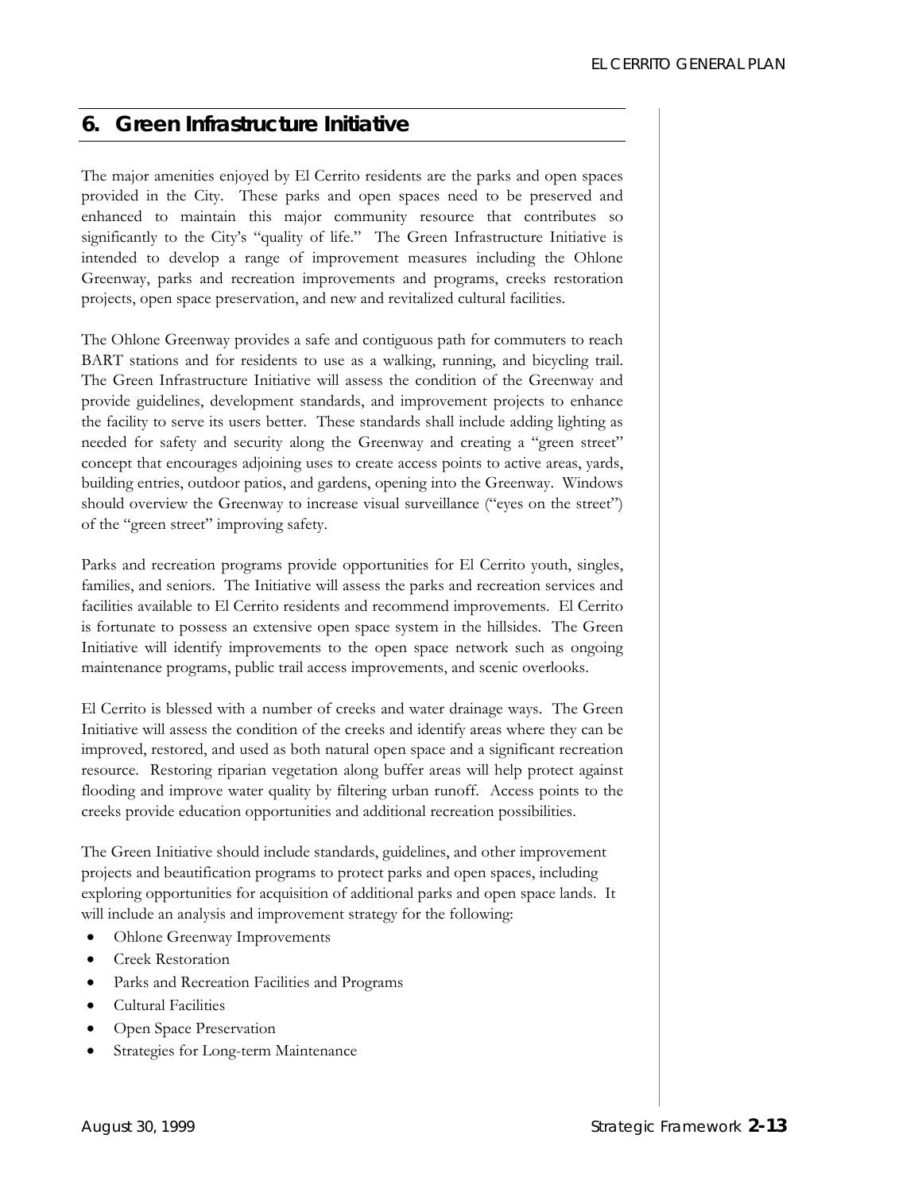## 6. Green Infrastructure Initiative

The major amenities enjoyed by El Cerrito residents are the parks and open spaces provided in the City. These parks and open spaces need to be preserved and enhanced to maintain this major community resource that contributes so significantly to the City's "quality of life." The Green Infrastructure Initiative is intended to develop a range of improvement measures including the Ohlone Greenway, parks and recreation improvements and programs, creeks restoration projects, open space preservation, and new and revitalized cultural facilities.

The Ohlone Greenway provides a safe and contiguous path for commuters to reach BART stations and for residents to use as a walking, running, and bicycling trail. The Green Infrastructure Initiative will assess the condition of the Greenway and provide guidelines, development standards, and improvement projects to enhance the facility to serve its users better. These standards shall include adding lighting as needed for safety and security along the Greenway and creating a "green street" concept that encourages adjoining uses to create access points to active areas, yards, building entries, outdoor patios, and gardens, opening into the Greenway. Windows should overview the Greenway to increase visual surveillance ("eyes on the street") of the "green street" improving safety.

Parks and recreation programs provide opportunities for El Cerrito youth, singles, families, and seniors. The Initiative will assess the parks and recreation services and facilities available to El Cerrito residents and recommend improvements. El Cerrito is fortunate to possess an extensive open space system in the hillsides. The Green Initiative will identify improvements to the open space network such as ongoing maintenance programs, public trail access improvements, and scenic overlooks.

El Cerrito is blessed with a number of creeks and water drainage ways. The Green Initiative will assess the condition of the creeks and identify areas where they can be improved, restored, and used as both natural open space and a significant recreation resource. Restoring riparian vegetation along buffer areas will help protect against flooding and improve water quality by filtering urban runoff. Access points to the creeks provide education opportunities and additional recreation possibilities.

The Green Initiative should include standards, guidelines, and other improvement projects and beautification programs to protect parks and open spaces, including exploring opportunities for acquisition of additional parks and open space lands. It will include an analysis and improvement strategy for the following:

- Ohlone Greenway Improvements
- Creek Restoration
- Parks and Recreation Facilities and Programs
- Cultural Facilities
- Open Space Preservation
- Strategies for Long-term Maintenance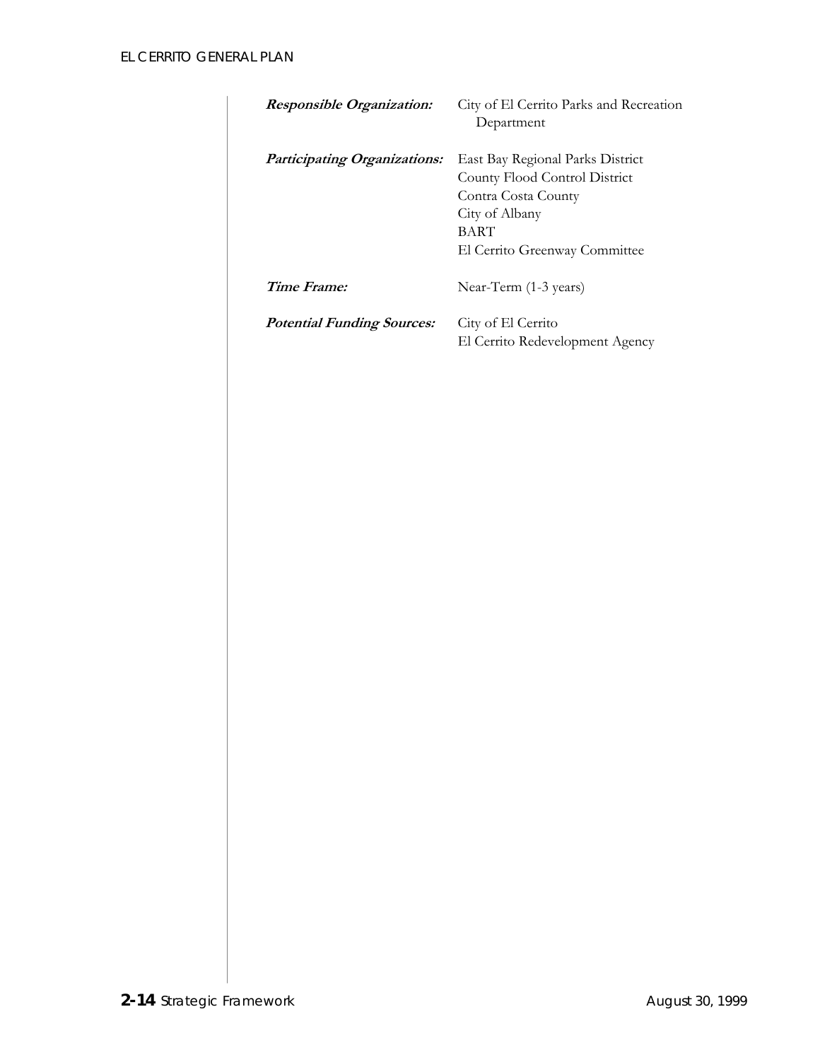***Responsible Organization:*** City of El Cerrito Parks and Recreation Department

***Participating Organizations:*** East Bay Regional Parks District
County Flood Control District
Contra Costa County
City of Albany
BART
El Cerrito Greenway Committee

***Time Frame:*** Near-Term (1-3 years)

***Potential Funding Sources:*** City of El Cerrito
El Cerrito Redevelopment Agency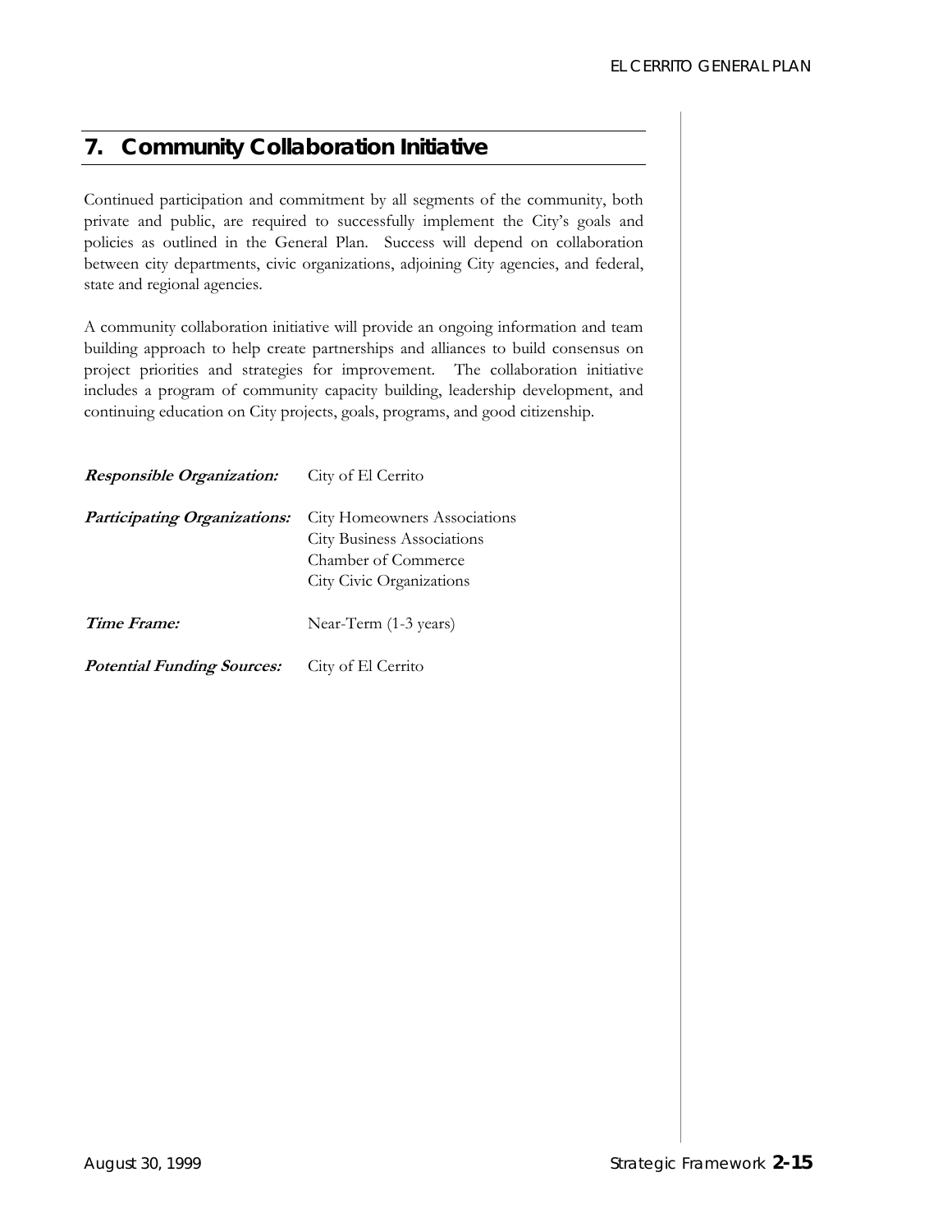## 7. Community Collaboration Initiative

Continued participation and commitment by all segments of the community, both private and public, are required to successfully implement the City's goals and policies as outlined in the General Plan. Success will depend on collaboration between city departments, civic organizations, adjoining City agencies, and federal, state and regional agencies.

A community collaboration initiative will provide an ongoing information and team building approach to help create partnerships and alliances to build consensus on project priorities and strategies for improvement. The collaboration initiative includes a program of community capacity building, leadership development, and continuing education on City projects, goals, programs, and good citizenship.

***Responsible Organization:*** City of El Cerrito

***Participating Organizations:*** City Homeowners Associations
City Business Associations
Chamber of Commerce
City Civic Organizations

***Time Frame:*** Near-Term (1-3 years)

***Potential Funding Sources:*** City of El Cerrito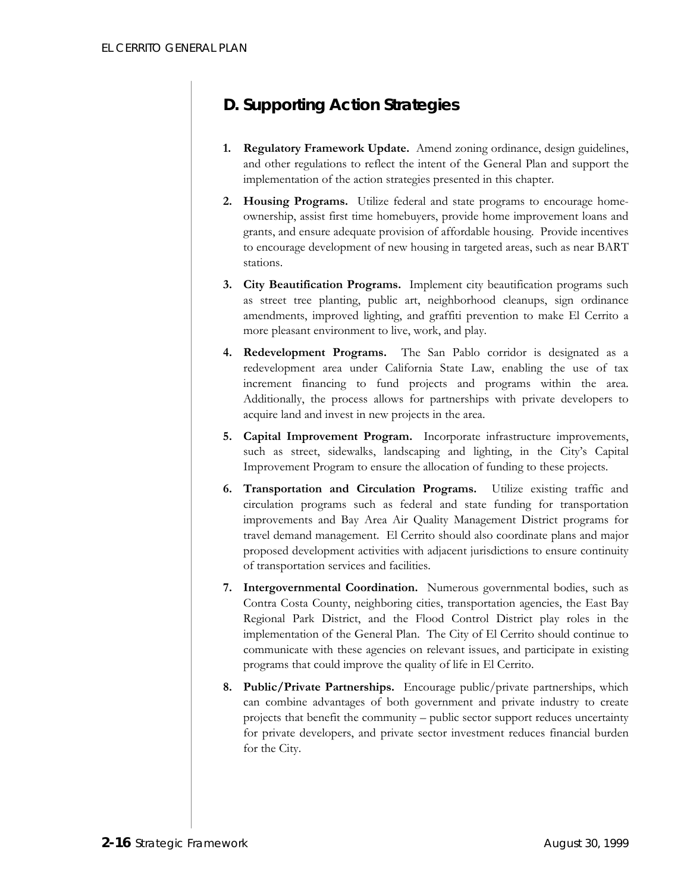## D. Supporting Action Strategies

1. **Regulatory Framework Update.** Amend zoning ordinance, design guidelines, and other regulations to reflect the intent of the General Plan and support the implementation of the action strategies presented in this chapter.

2. **Housing Programs.** Utilize federal and state programs to encourage home-ownership, assist first time homebuyers, provide home improvement loans and grants, and ensure adequate provision of affordable housing. Provide incentives to encourage development of new housing in targeted areas, such as near BART stations.

3. **City Beautification Programs.** Implement city beautification programs such as street tree planting, public art, neighborhood cleanups, sign ordinance amendments, improved lighting, and graffiti prevention to make El Cerrito a more pleasant environment to live, work, and play.

4. **Redevelopment Programs.** The San Pablo corridor is designated as a redevelopment area under California State Law, enabling the use of tax increment financing to fund projects and programs within the area. Additionally, the process allows for partnerships with private developers to acquire land and invest in new projects in the area.

5. **Capital Improvement Program.** Incorporate infrastructure improvements, such as street, sidewalks, landscaping and lighting, in the City's Capital Improvement Program to ensure the allocation of funding to these projects.

6. **Transportation and Circulation Programs.** Utilize existing traffic and circulation programs such as federal and state funding for transportation improvements and Bay Area Air Quality Management District programs for travel demand management. El Cerrito should also coordinate plans and major proposed development activities with adjacent jurisdictions to ensure continuity of transportation services and facilities.

7. **Intergovernmental Coordination.** Numerous governmental bodies, such as Contra Costa County, neighboring cities, transportation agencies, the East Bay Regional Park District, and the Flood Control District play roles in the implementation of the General Plan. The City of El Cerrito should continue to communicate with these agencies on relevant issues, and participate in existing programs that could improve the quality of life in El Cerrito.

8. **Public/Private Partnerships.** Encourage public/private partnerships, which can combine advantages of both government and private industry to create projects that benefit the community – public sector support reduces uncertainty for private developers, and private sector investment reduces financial burden for the City.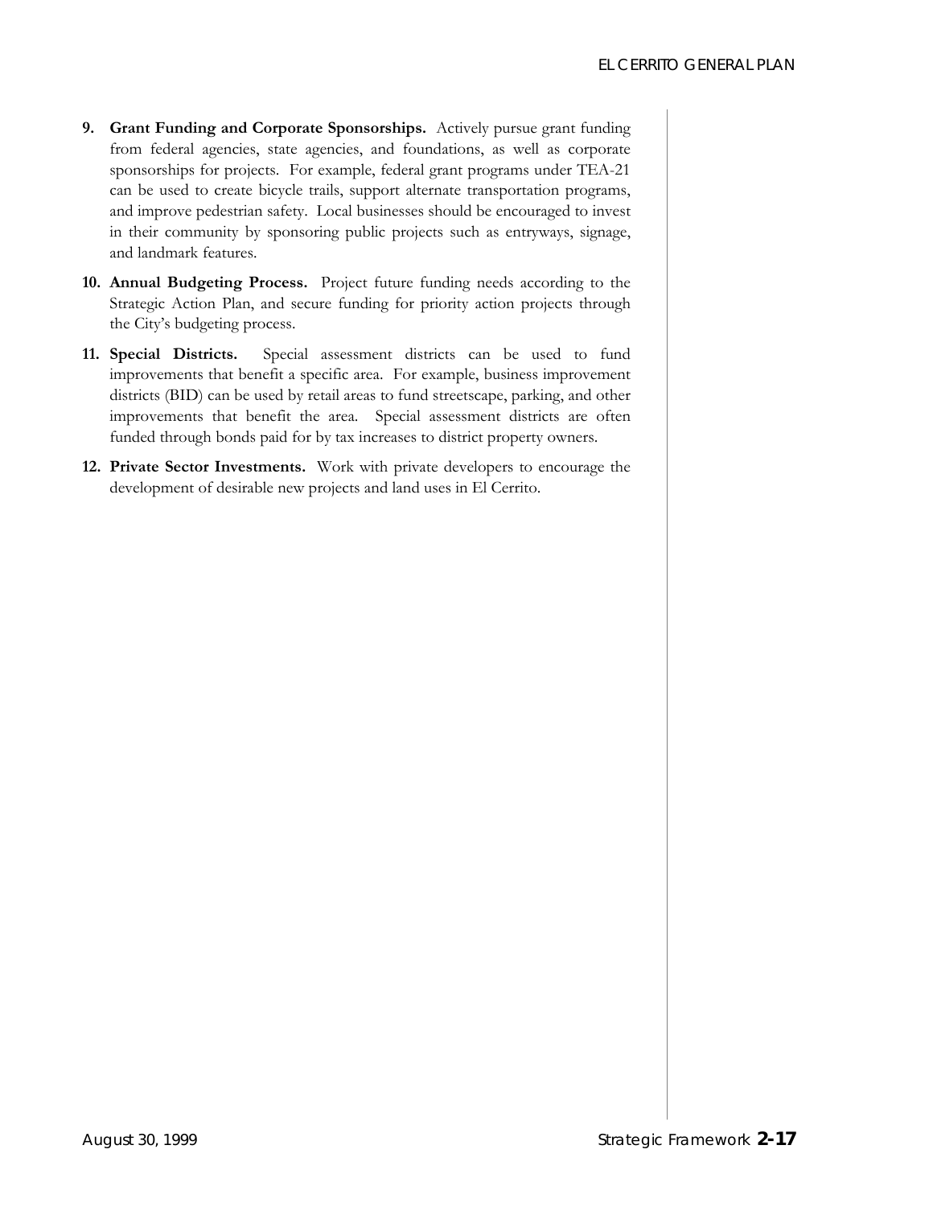9. **Grant Funding and Corporate Sponsorships.** Actively pursue grant funding from federal agencies, state agencies, and foundations, as well as corporate sponsorships for projects. For example, federal grant programs under TEA-21 can be used to create bicycle trails, support alternate transportation programs, and improve pedestrian safety. Local businesses should be encouraged to invest in their community by sponsoring public projects such as entryways, signage, and landmark features.

10. **Annual Budgeting Process.** Project future funding needs according to the Strategic Action Plan, and secure funding for priority action projects through the City's budgeting process.

11. **Special Districts.** Special assessment districts can be used to fund improvements that benefit a specific area. For example, business improvement districts (BID) can be used by retail areas to fund streetscape, parking, and other improvements that benefit the area. Special assessment districts are often funded through bonds paid for by tax increases to district property owners.

12. **Private Sector Investments.** Work with private developers to encourage the development of desirable new projects and land uses in El Cerrito.